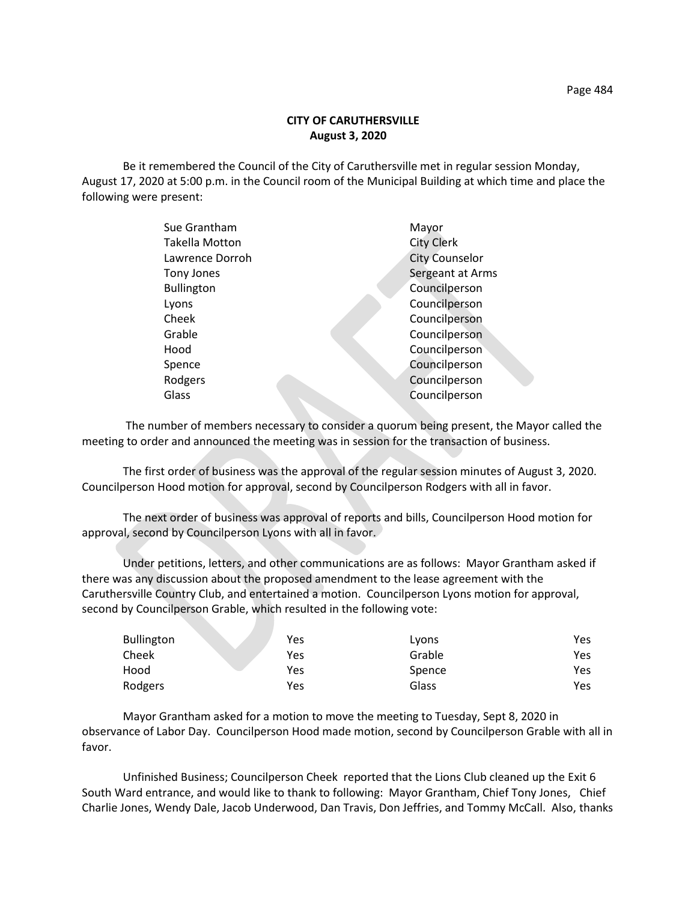**CITY OF CARUTHERSVILLE**
**August 3, 2020**

Be it remembered the Council of the City of Caruthersville met in regular session Monday, August 17, 2020 at 5:00 p.m. in the Council room of the Municipal Building at which time and place the following were present:

| | |
|---|---|
| Sue Grantham | Mayor |
| Takella Motton | City Clerk |
| Lawrence Dorroh | City Counselor |
| Tony Jones | Sergeant at Arms |
| Bullington | Councilperson |
| Lyons | Councilperson |
| Cheek | Councilperson |
| Grable | Councilperson |
| Hood | Councilperson |
| Spence | Councilperson |
| Rodgers | Councilperson |
| Glass | Councilperson |

The number of members necessary to consider a quorum being present, the Mayor called the meeting to order and announced the meeting was in session for the transaction of business.

The first order of business was the approval of the regular session minutes of August 3, 2020. Councilperson Hood motion for approval, second by Councilperson Rodgers with all in favor.

The next order of business was approval of reports and bills, Councilperson Hood motion for approval, second by Councilperson Lyons with all in favor.

Under petitions, letters, and other communications are as follows: Mayor Grantham asked if there was any discussion about the proposed amendment to the lease agreement with the Caruthersville Country Club, and entertained a motion. Councilperson Lyons motion for approval, second by Councilperson Grable, which resulted in the following vote:

| | | | |
|---|---|---|---|
| Bullington | Yes | Lyons | Yes |
| Cheek | Yes | Grable | Yes |
| Hood | Yes | Spence | Yes |
| Rodgers | Yes | Glass | Yes |

Mayor Grantham asked for a motion to move the meeting to Tuesday, Sept 8, 2020 in observance of Labor Day. Councilperson Hood made motion, second by Councilperson Grable with all in favor.

Unfinished Business; Councilperson Cheek reported that the Lions Club cleaned up the Exit 6 South Ward entrance, and would like to thank to following: Mayor Grantham, Chief Tony Jones, Chief Charlie Jones, Wendy Dale, Jacob Underwood, Dan Travis, Don Jeffries, and Tommy McCall. Also, thanks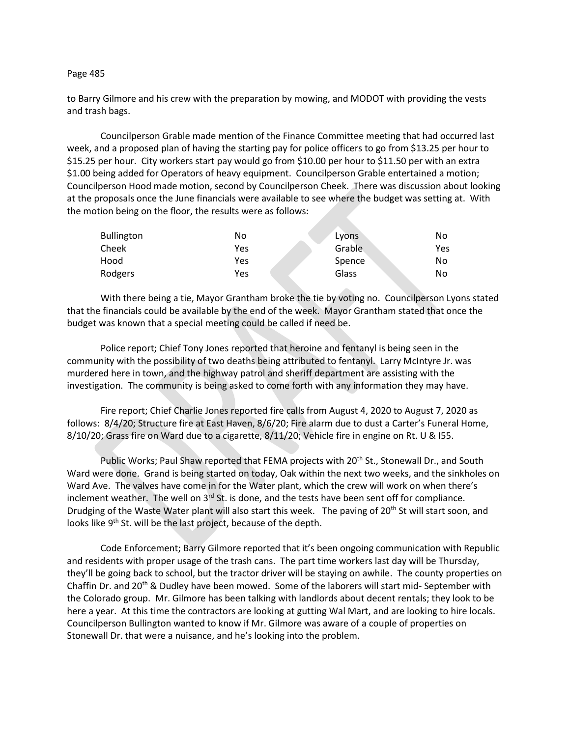to Barry Gilmore and his crew with the preparation by mowing, and MODOT with providing the vests and trash bags.

Councilperson Grable made mention of the Finance Committee meeting that had occurred last week, and a proposed plan of having the starting pay for police officers to go from $13.25 per hour to $15.25 per hour. City workers start pay would go from $10.00 per hour to $11.50 per with an extra $1.00 being added for Operators of heavy equipment. Councilperson Grable entertained a motion; Councilperson Hood made motion, second by Councilperson Cheek. There was discussion about looking at the proposals once the June financials were available to see where the budget was setting at. With the motion being on the floor, the results were as follows:

| | | | |
|---|---|---|---|
| Bullington | No | Lyons | No |
| Cheek | Yes | Grable | Yes |
| Hood | Yes | Spence | No |
| Rodgers | Yes | Glass | No |

With there being a tie, Mayor Grantham broke the tie by voting no. Councilperson Lyons stated that the financials could be available by the end of the week. Mayor Grantham stated that once the budget was known that a special meeting could be called if need be.

Police report; Chief Tony Jones reported that heroine and fentanyl is being seen in the community with the possibility of two deaths being attributed to fentanyl. Larry McIntyre Jr. was murdered here in town, and the highway patrol and sheriff department are assisting with the investigation. The community is being asked to come forth with any information they may have.

Fire report; Chief Charlie Jones reported fire calls from August 4, 2020 to August 7, 2020 as follows: 8/4/20; Structure fire at East Haven, 8/6/20; Fire alarm due to dust a Carter's Funeral Home, 8/10/20; Grass fire on Ward due to a cigarette, 8/11/20; Vehicle fire in engine on Rt. U & I55.

Public Works; Paul Shaw reported that FEMA projects with 20th St., Stonewall Dr., and South Ward were done. Grand is being started on today, Oak within the next two weeks, and the sinkholes on Ward Ave. The valves have come in for the Water plant, which the crew will work on when there's inclement weather. The well on 3rd St. is done, and the tests have been sent off for compliance. Drudging of the Waste Water plant will also start this week. The paving of 20th St will start soon, and looks like 9th St. will be the last project, because of the depth.

Code Enforcement; Barry Gilmore reported that it's been ongoing communication with Republic and residents with proper usage of the trash cans. The part time workers last day will be Thursday, they'll be going back to school, but the tractor driver will be staying on awhile. The county properties on Chaffin Dr. and 20th & Dudley have been mowed. Some of the laborers will start mid- September with the Colorado group. Mr. Gilmore has been talking with landlords about decent rentals; they look to be here a year. At this time the contractors are looking at gutting Wal Mart, and are looking to hire locals. Councilperson Bullington wanted to know if Mr. Gilmore was aware of a couple of properties on Stonewall Dr. that were a nuisance, and he's looking into the problem.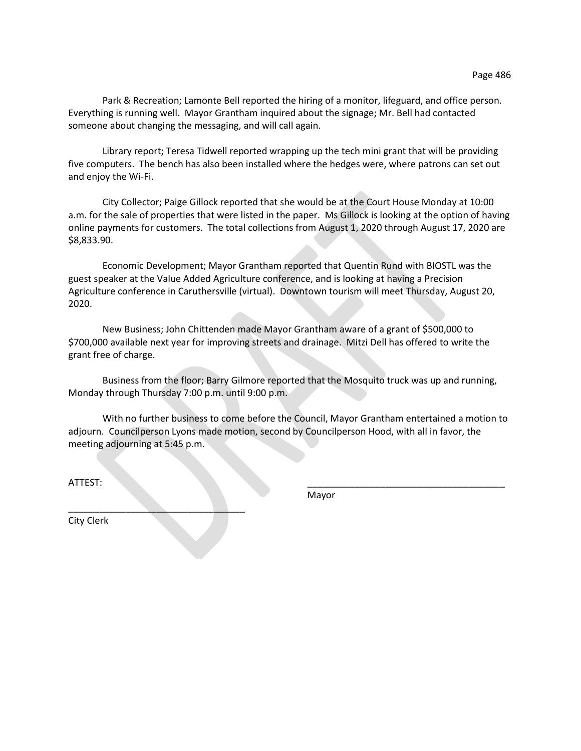Park & Recreation; Lamonte Bell reported the hiring of a monitor, lifeguard, and office person. Everything is running well. Mayor Grantham inquired about the signage; Mr. Bell had contacted someone about changing the messaging, and will call again.

Library report; Teresa Tidwell reported wrapping up the tech mini grant that will be providing five computers. The bench has also been installed where the hedges were, where patrons can set out and enjoy the Wi-Fi.

City Collector; Paige Gillock reported that she would be at the Court House Monday at 10:00 a.m. for the sale of properties that were listed in the paper. Ms Gillock is looking at the option of having online payments for customers. The total collections from August 1, 2020 through August 17, 2020 are $8,833.90.

Economic Development; Mayor Grantham reported that Quentin Rund with BIOSTL was the guest speaker at the Value Added Agriculture conference, and is looking at having a Precision Agriculture conference in Caruthersville (virtual). Downtown tourism will meet Thursday, August 20, 2020.

New Business; John Chittenden made Mayor Grantham aware of a grant of $500,000 to $700,000 available next year for improving streets and drainage. Mitzi Dell has offered to write the grant free of charge.

Business from the floor; Barry Gilmore reported that the Mosquito truck was up and running, Monday through Thursday 7:00 p.m. until 9:00 p.m.

With no further business to come before the Council, Mayor Grantham entertained a motion to adjourn. Councilperson Lyons made motion, second by Councilperson Hood, with all in favor, the meeting adjourning at 5:45 p.m.

ATTEST: \_\_\_\_\_\_\_\_\_\_\_\_\_\_\_\_\_\_\_\_\_\_\_\_\_\_\_\_\_\_\_\_\_\_\_\_\_\_\_\_

Mayor

\_\_\_\_\_\_\_\_\_\_\_\_\_\_\_\_\_\_\_\_\_\_\_\_\_\_\_\_\_\_\_\_\_\_\_\_

City Clerk